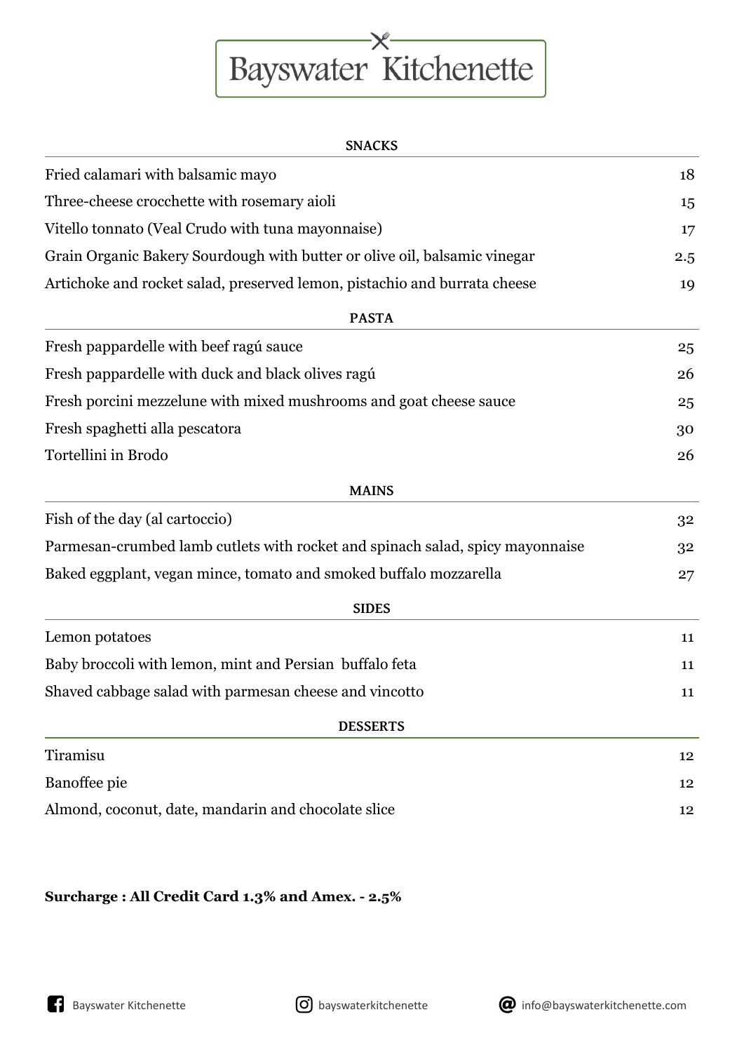# Bayswater Kitchenette

## SNACKS

| | |
|---|---|
| Fried calamari with balsamic mayo | 18 |
| Three-cheese crocchette with rosemary aioli | 15 |
| Vitello tonnato (Veal Crudo with tuna mayonnaise) | 17 |
| Grain Organic Bakery Sourdough with butter or olive oil, balsamic vinegar | 2.5 |
| Artichoke and rocket salad, preserved lemon, pistachio and burrata cheese | 19 |

## PASTA

| | |
|---|---|
| Fresh pappardelle with beef ragú sauce | 25 |
| Fresh pappardelle with duck and black olives ragú | 26 |
| Fresh porcini mezzelune with mixed mushrooms and goat cheese sauce | 25 |
| Fresh spaghetti alla pescatora | 30 |
| Tortellini in Brodo | 26 |

## MAINS

| | |
|---|---|
| Fish of the day (al cartoccio) | 32 |
| Parmesan-crumbed lamb cutlets with rocket and spinach salad, spicy mayonnaise | 32 |
| Baked eggplant, vegan mince, tomato and smoked buffalo mozzarella | 27 |

## SIDES

| | |
|---|---|
| Lemon potatoes | 11 |
| Baby broccoli with lemon, mint and Persian buffalo feta | 11 |
| Shaved cabbage salad with parmesan cheese and vincotto | 11 |

## DESSERTS

| | |
|---|---|
| Tiramisu | 12 |
| Banoffee pie | 12 |
| Almond, coconut, date, mandarin and chocolate slice | 12 |

**Surcharge : All Credit Card 1.3% and Amex. - 2.5%**

Bayswater Kitchenette | bayswaterkitchenette | info@bayswaterkitchenette.com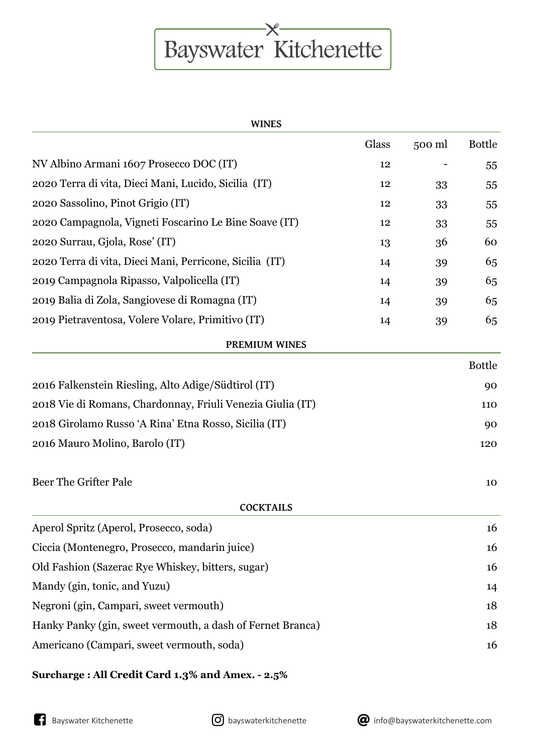# Bayswater Kitchenette

## WINES

| | Glass | 500 ml | Bottle |
|---|---|---|---|
| NV Albino Armani 1607 Prosecco DOC (IT) | 12 | - | 55 |
| 2020 Terra di vita, Dieci Mani, Lucido, Sicilia (IT) | 12 | 33 | 55 |
| 2020 Sassolino, Pinot Grigio (IT) | 12 | 33 | 55 |
| 2020 Campagnola, Vigneti Foscarino Le Bine Soave (IT) | 12 | 33 | 55 |
| 2020 Surrau, Gjola, Rose' (IT) | 13 | 36 | 60 |
| 2020 Terra di vita, Dieci Mani, Perricone, Sicilia (IT) | 14 | 39 | 65 |
| 2019 Campagnola Ripasso, Valpolicella (IT) | 14 | 39 | 65 |
| 2019 Balia di Zola, Sangiovese di Romagna (IT) | 14 | 39 | 65 |
| 2019 Pietraventosa, Volere Volare, Primitivo (IT) | 14 | 39 | 65 |

## PREMIUM WINES

| | Bottle |
|---|---|
| 2016 Falkenstein Riesling, Alto Adige/Südtirol (IT) | 90 |
| 2018 Vie di Romans, Chardonnay, Friuli Venezia Giulia (IT) | 110 |
| 2018 Girolamo Russo 'A Rina' Etna Rosso, Sicilia (IT) | 90 |
| 2016 Mauro Molino, Barolo (IT) | 120 |

| | |
|---|---|
| Beer The Grifter Pale | 10 |

## COCKTAILS

| | |
|---|---|
| Aperol Spritz (Aperol, Prosecco, soda) | 16 |
| Ciccia (Montenegro, Prosecco, mandarin juice) | 16 |
| Old Fashion (Sazerac Rye Whiskey, bitters, sugar) | 16 |
| Mandy (gin, tonic, and Yuzu) | 14 |
| Negroni (gin, Campari, sweet vermouth) | 18 |
| Hanky Panky (gin, sweet vermouth, a dash of Fernet Branca) | 18 |
| Americano (Campari, sweet vermouth, soda) | 16 |

**Surcharge : All Credit Card 1.3% and Amex. - 2.5%**

Bayswater Kitchenette | bayswaterkitchenette | info@bayswaterkitchenette.com